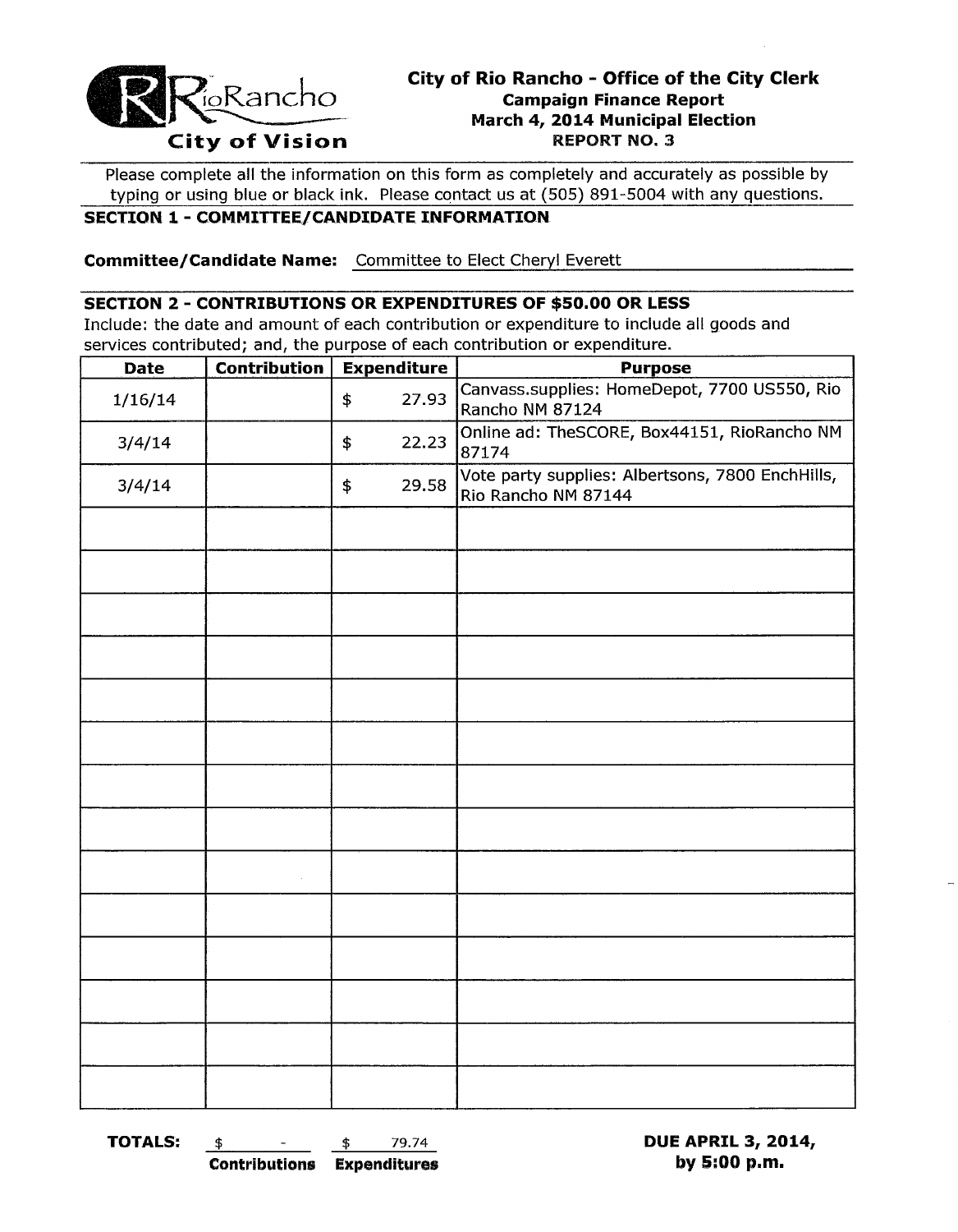RioRancho
City of Vision

**City of Rio Rancho - Office of the City Clerk**
**Campaign Finance Report**
**March 4, 2014 Municipal Election**
**REPORT NO. 3**

Please complete all the information on this form as completely and accurately as possible by typing or using blue or black ink. Please contact us at (505) 891-5004 with any questions.

## SECTION 1 - COMMITTEE/CANDIDATE INFORMATION

**Committee/Candidate Name:** Committee to Elect Cheryl Everett

## SECTION 2 - CONTRIBUTIONS OR EXPENDITURES OF $50.00 OR LESS

Include: the date and amount of each contribution or expenditure to include all goods and services contributed; and, the purpose of each contribution or expenditure.

| Date | Contribution | Expenditure | Purpose |
|---|---|---|---|
| 1/16/14 | | $ 27.93 | Canvass.supplies: HomeDepot, 7700 US550, Rio Rancho NM 87124 |
| 3/4/14 | | $ 22.23 | Online ad: TheSCORE, Box44151, RioRancho NM 87174 |
| 3/4/14 | | $ 29.58 | Vote party supplies: Albertsons, 7800 EnchHills, Rio Rancho NM 87144 |
| | | | |
| | | | |
| | | | |
| | | | |
| | | | |
| | | | |
| | | | |
| | | | |
| | | | |
| | | | |
| | | | |
| | | | |
| | | | |
| | | | |

**TOTALS:** $ - **Contributions** $ 79.74 **Expenditures**

**DUE APRIL 3, 2014, by 5:00 p.m.**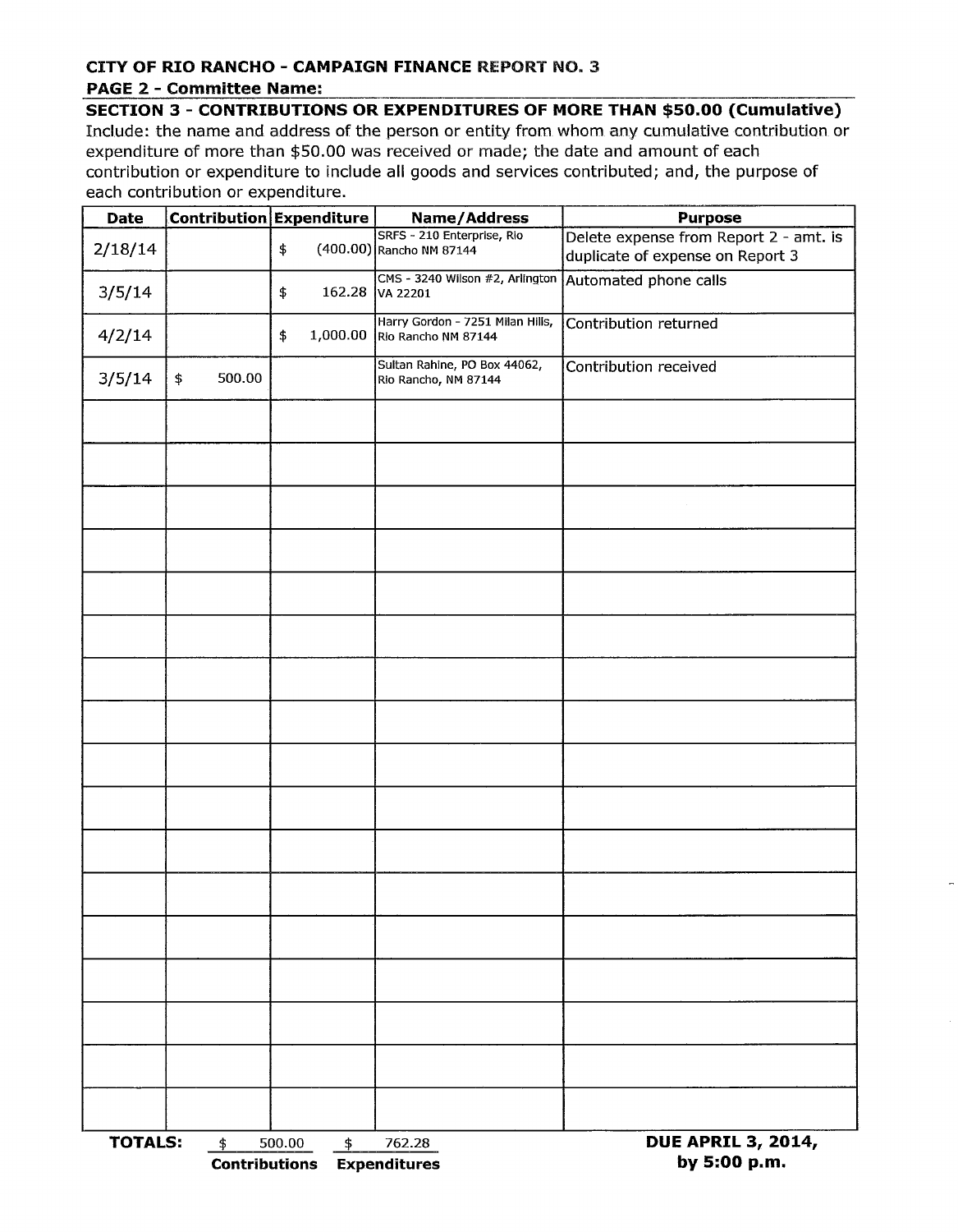**CITY OF RIO RANCHO - CAMPAIGN FINANCE REPORT NO. 3**

**PAGE 2 - Committee Name:**

**SECTION 3 - CONTRIBUTIONS OR EXPENDITURES OF MORE THAN $50.00 (Cumulative)**

Include: the name and address of the person or entity from whom any cumulative contribution or expenditure of more than $50.00 was received or made; the date and amount of each contribution or expenditure to include all goods and services contributed; and, the purpose of each contribution or expenditure.

| Date | Contribution | Expenditure | Name/Address | Purpose |
|---|---|---|---|---|
| 2/18/14 | | $ (400.00) | SRFS - 210 Enterprise, Rio Rancho NM 87144 | Delete expense from Report 2 - amt. is duplicate of expense on Report 3 |
| 3/5/14 | | $ 162.28 | CMS - 3240 Wilson #2, Arlington VA 22201 | Automated phone calls |
| 4/2/14 | | $ 1,000.00 | Harry Gordon - 7251 Milan Hills, Rio Rancho NM 87144 | Contribution returned |
| 3/5/14 | $ 500.00 | | Sultan Rahine, PO Box 44062, Rio Rancho, NM 87144 | Contribution received |
| | | | | |
| | | | | |
| | | | | |
| | | | | |
| | | | | |
| | | | | |
| | | | | |
| | | | | |
| | | | | |
| | | | | |
| | | | | |
| | | | | |
| | | | | |
| | | | | |
| | | | | |
| | | | | |
| | | | | |
| **TOTALS:** | $ 500.00 **Contributions** | $ 762.28 **Expenditures** | | |

**DUE APRIL 3, 2014, by 5:00 p.m.**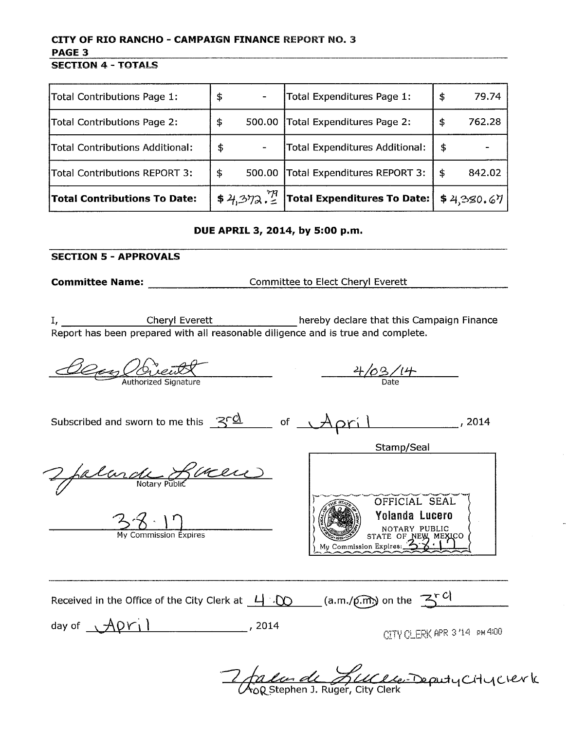**CITY OF RIO RANCHO - CAMPAIGN FINANCE REPORT NO. 3**
**PAGE 3**
**SECTION 4 - TOTALS**

| | | | |
|---|---|---|---|
| Total Contributions Page 1: | $ - | Total Expenditures Page 1: | $ 79.74 |
| Total Contributions Page 2: | $ 500.00 | Total Expenditures Page 2: | $ 762.28 |
| Total Contributions Additional: | $ - | Total Expenditures Additional: | $ - |
| Total Contributions REPORT 3: | $ 500.00 | Total Expenditures REPORT 3: | $ 842.02 |
| **Total Contributions To Date:** | $ 4,372.79 | **Total Expenditures To Date:** | $ 4,380.67 |

**DUE APRIL 3, 2014, by 5:00 p.m.**

**SECTION 5 - APPROVALS**

**Committee Name:** Committee to Elect Cheryl Everett

I, Cheryl Everett hereby declare that this Campaign Finance Report has been prepared with all reasonable diligence and is true and complete.

Authorized Signature

4/03/14
Date

Subscribed and sworn to me this 3rd of April, 2014

Notary Public

3·8·17
My Commission Expires

Stamp/Seal

OFFICIAL SEAL
Yolanda Lucero
NOTARY PUBLIC
STATE OF NEW MEXICO
My Commission Expires: 3·8·17

Received in the Office of the City Clerk at 4:00 (a.m./p.m.) on the 3rd day of April, 2014

CITY CLERK APR 3 '14 PM 4:00

Yolanda Lucero Deputy City Clerk
for Stephen J. Ruger, City Clerk